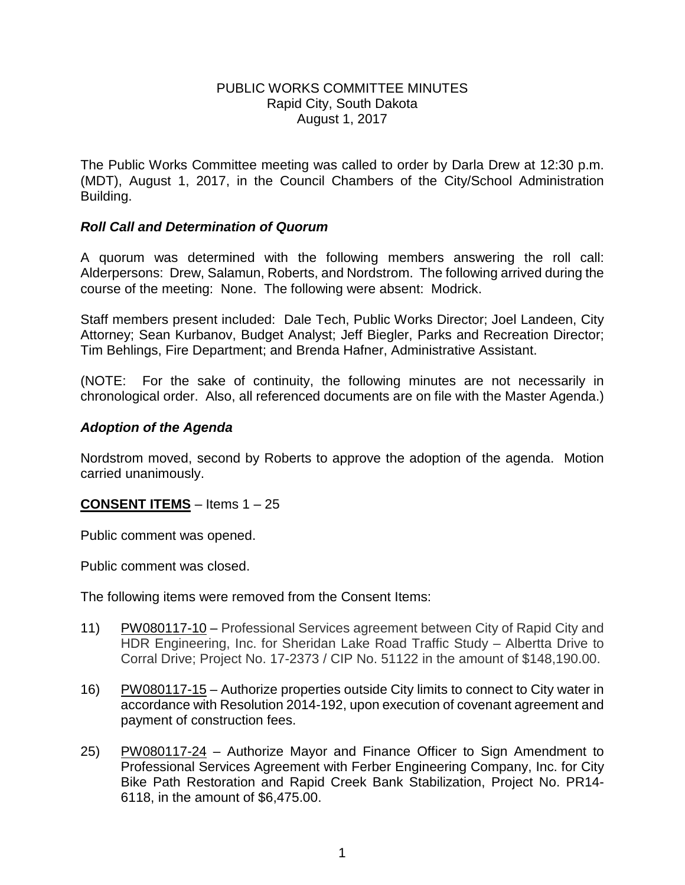# PUBLIC WORKS COMMITTEE MINUTES
Rapid City, South Dakota
August 1, 2017

The Public Works Committee meeting was called to order by Darla Drew at 12:30 p.m. (MDT), August 1, 2017, in the Council Chambers of the City/School Administration Building.

### *Roll Call and Determination of Quorum*

A quorum was determined with the following members answering the roll call: Alderpersons: Drew, Salamun, Roberts, and Nordstrom. The following arrived during the course of the meeting: None. The following were absent: Modrick.

Staff members present included: Dale Tech, Public Works Director; Joel Landeen, City Attorney; Sean Kurbanov, Budget Analyst; Jeff Biegler, Parks and Recreation Director; Tim Behlings, Fire Department; and Brenda Hafner, Administrative Assistant.

(NOTE: For the sake of continuity, the following minutes are not necessarily in chronological order. Also, all referenced documents are on file with the Master Agenda.)

### *Adoption of the Agenda*

Nordstrom moved, second by Roberts to approve the adoption of the agenda. Motion carried unanimously.

**CONSENT ITEMS** – Items 1 – 25

Public comment was opened.

Public comment was closed.

The following items were removed from the Consent Items:

11) PW080117-10 – Professional Services agreement between City of Rapid City and HDR Engineering, Inc. for Sheridan Lake Road Traffic Study – Albertta Drive to Corral Drive; Project No. 17-2373 / CIP No. 51122 in the amount of $148,190.00.

16) PW080117-15 – Authorize properties outside City limits to connect to City water in accordance with Resolution 2014-192, upon execution of covenant agreement and payment of construction fees.

25) PW080117-24 – Authorize Mayor and Finance Officer to Sign Amendment to Professional Services Agreement with Ferber Engineering Company, Inc. for City Bike Path Restoration and Rapid Creek Bank Stabilization, Project No. PR14-6118, in the amount of $6,475.00.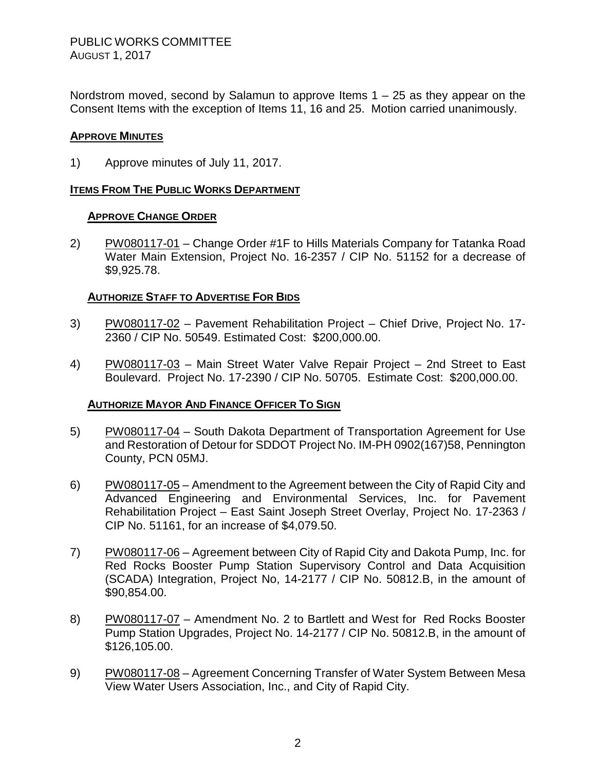Nordstrom moved, second by Salamun to approve Items 1 – 25 as they appear on the Consent Items with the exception of Items 11, 16 and 25. Motion carried unanimously.

## APPROVE MINUTES

1) Approve minutes of July 11, 2017.

## ITEMS FROM THE PUBLIC WORKS DEPARTMENT

### APPROVE CHANGE ORDER

2) PW080117-01 – Change Order #1F to Hills Materials Company for Tatanka Road Water Main Extension, Project No. 16-2357 / CIP No. 51152 for a decrease of $9,925.78.

### AUTHORIZE STAFF TO ADVERTISE FOR BIDS

3) PW080117-02 – Pavement Rehabilitation Project – Chief Drive, Project No. 17-2360 / CIP No. 50549. Estimated Cost: $200,000.00.

4) PW080117-03 – Main Street Water Valve Repair Project – 2nd Street to East Boulevard. Project No. 17-2390 / CIP No. 50705. Estimate Cost: $200,000.00.

### AUTHORIZE MAYOR AND FINANCE OFFICER TO SIGN

5) PW080117-04 – South Dakota Department of Transportation Agreement for Use and Restoration of Detour for SDDOT Project No. IM-PH 0902(167)58, Pennington County, PCN 05MJ.

6) PW080117-05 – Amendment to the Agreement between the City of Rapid City and Advanced Engineering and Environmental Services, Inc. for Pavement Rehabilitation Project – East Saint Joseph Street Overlay, Project No. 17-2363 / CIP No. 51161, for an increase of $4,079.50.

7) PW080117-06 – Agreement between City of Rapid City and Dakota Pump, Inc. for Red Rocks Booster Pump Station Supervisory Control and Data Acquisition (SCADA) Integration, Project No, 14-2177 / CIP No. 50812.B, in the amount of $90,854.00.

8) PW080117-07 – Amendment No. 2 to Bartlett and West for Red Rocks Booster Pump Station Upgrades, Project No. 14-2177 / CIP No. 50812.B, in the amount of $126,105.00.

9) PW080117-08 – Agreement Concerning Transfer of Water System Between Mesa View Water Users Association, Inc., and City of Rapid City.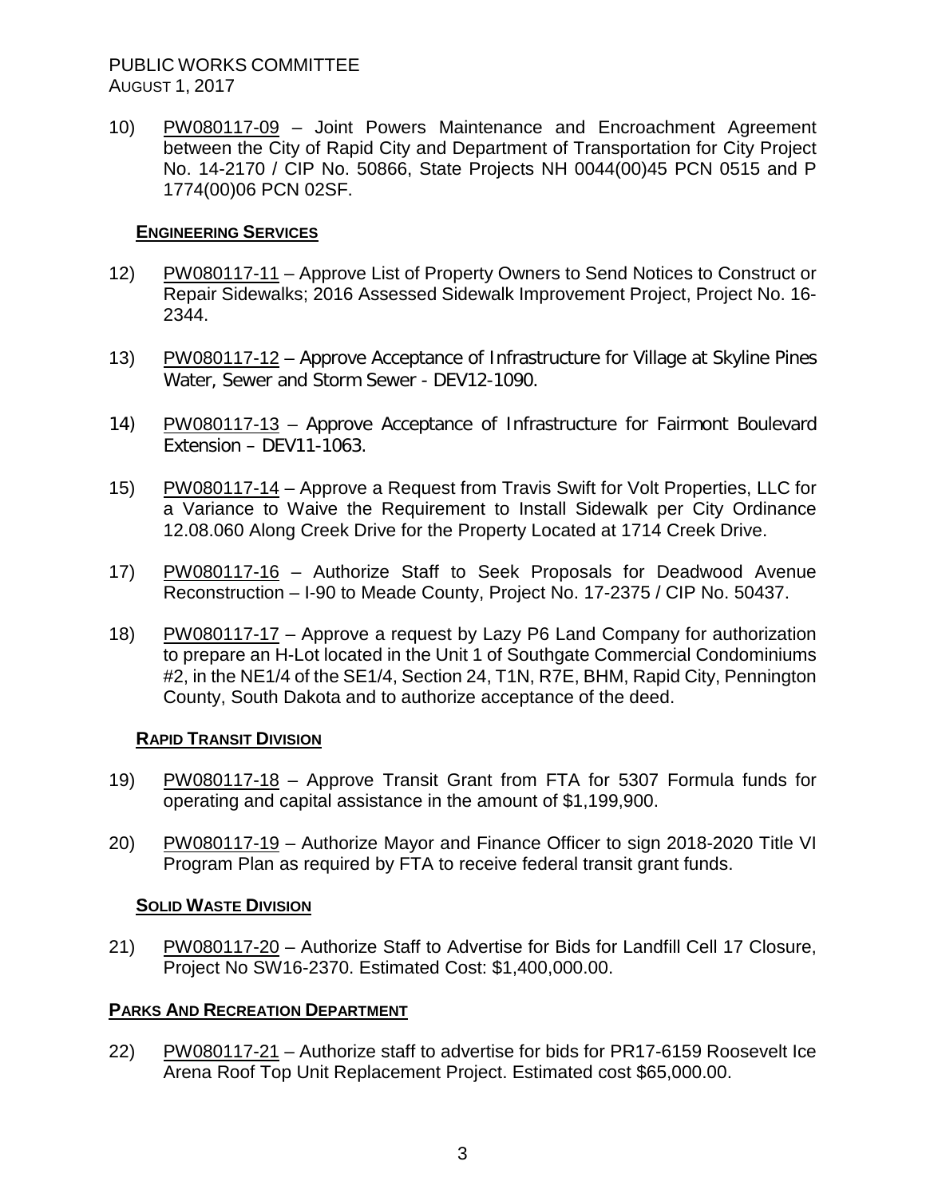10) PW080117-09 – Joint Powers Maintenance and Encroachment Agreement between the City of Rapid City and Department of Transportation for City Project No. 14-2170 / CIP No. 50866, State Projects NH 0044(00)45 PCN 0515 and P 1774(00)06 PCN 02SF.

### ENGINEERING SERVICES

12) PW080117-11 – Approve List of Property Owners to Send Notices to Construct or Repair Sidewalks; 2016 Assessed Sidewalk Improvement Project, Project No. 16-2344.

13) PW080117-12 – Approve Acceptance of Infrastructure for Village at Skyline Pines Water, Sewer and Storm Sewer - DEV12-1090.

14) PW080117-13 – Approve Acceptance of Infrastructure for Fairmont Boulevard Extension – DEV11-1063.

15) PW080117-14 – Approve a Request from Travis Swift for Volt Properties, LLC for a Variance to Waive the Requirement to Install Sidewalk per City Ordinance 12.08.060 Along Creek Drive for the Property Located at 1714 Creek Drive.

17) PW080117-16 – Authorize Staff to Seek Proposals for Deadwood Avenue Reconstruction – I-90 to Meade County, Project No. 17-2375 / CIP No. 50437.

18) PW080117-17 – Approve a request by Lazy P6 Land Company for authorization to prepare an H-Lot located in the Unit 1 of Southgate Commercial Condominiums #2, in the NE1/4 of the SE1/4, Section 24, T1N, R7E, BHM, Rapid City, Pennington County, South Dakota and to authorize acceptance of the deed.

### RAPID TRANSIT DIVISION

19) PW080117-18 – Approve Transit Grant from FTA for 5307 Formula funds for operating and capital assistance in the amount of $1,199,900.

20) PW080117-19 – Authorize Mayor and Finance Officer to sign 2018-2020 Title VI Program Plan as required by FTA to receive federal transit grant funds.

### SOLID WASTE DIVISION

21) PW080117-20 – Authorize Staff to Advertise for Bids for Landfill Cell 17 Closure, Project No SW16-2370. Estimated Cost: $1,400,000.00.

## PARKS AND RECREATION DEPARTMENT

22) PW080117-21 – Authorize staff to advertise for bids for PR17-6159 Roosevelt Ice Arena Roof Top Unit Replacement Project. Estimated cost $65,000.00.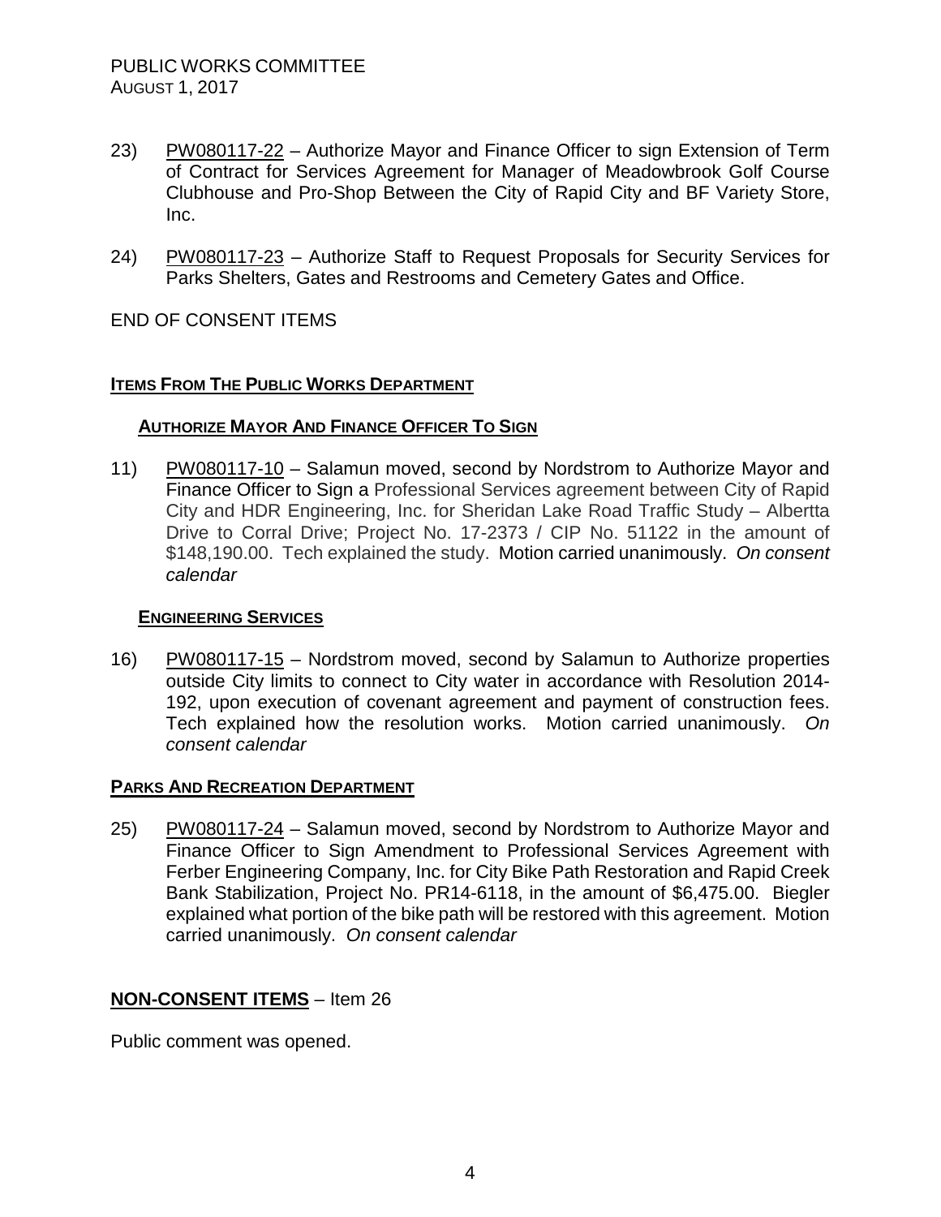23) PW080117-22 – Authorize Mayor and Finance Officer to sign Extension of Term of Contract for Services Agreement for Manager of Meadowbrook Golf Course Clubhouse and Pro-Shop Between the City of Rapid City and BF Variety Store, Inc.

24) PW080117-23 – Authorize Staff to Request Proposals for Security Services for Parks Shelters, Gates and Restrooms and Cemetery Gates and Office.

END OF CONSENT ITEMS

## ITEMS FROM THE PUBLIC WORKS DEPARTMENT

### AUTHORIZE MAYOR AND FINANCE OFFICER TO SIGN

11) PW080117-10 – Salamun moved, second by Nordstrom to Authorize Mayor and Finance Officer to Sign a Professional Services agreement between City of Rapid City and HDR Engineering, Inc. for Sheridan Lake Road Traffic Study – Albertta Drive to Corral Drive; Project No. 17-2373 / CIP No. 51122 in the amount of $148,190.00. Tech explained the study. Motion carried unanimously. *On consent calendar*

### ENGINEERING SERVICES

16) PW080117-15 – Nordstrom moved, second by Salamun to Authorize properties outside City limits to connect to City water in accordance with Resolution 2014-192, upon execution of covenant agreement and payment of construction fees. Tech explained how the resolution works. Motion carried unanimously. *On consent calendar*

## PARKS AND RECREATION DEPARTMENT

25) PW080117-24 – Salamun moved, second by Nordstrom to Authorize Mayor and Finance Officer to Sign Amendment to Professional Services Agreement with Ferber Engineering Company, Inc. for City Bike Path Restoration and Rapid Creek Bank Stabilization, Project No. PR14-6118, in the amount of $6,475.00. Biegler explained what portion of the bike path will be restored with this agreement. Motion carried unanimously. *On consent calendar*

## NON-CONSENT ITEMS – Item 26

Public comment was opened.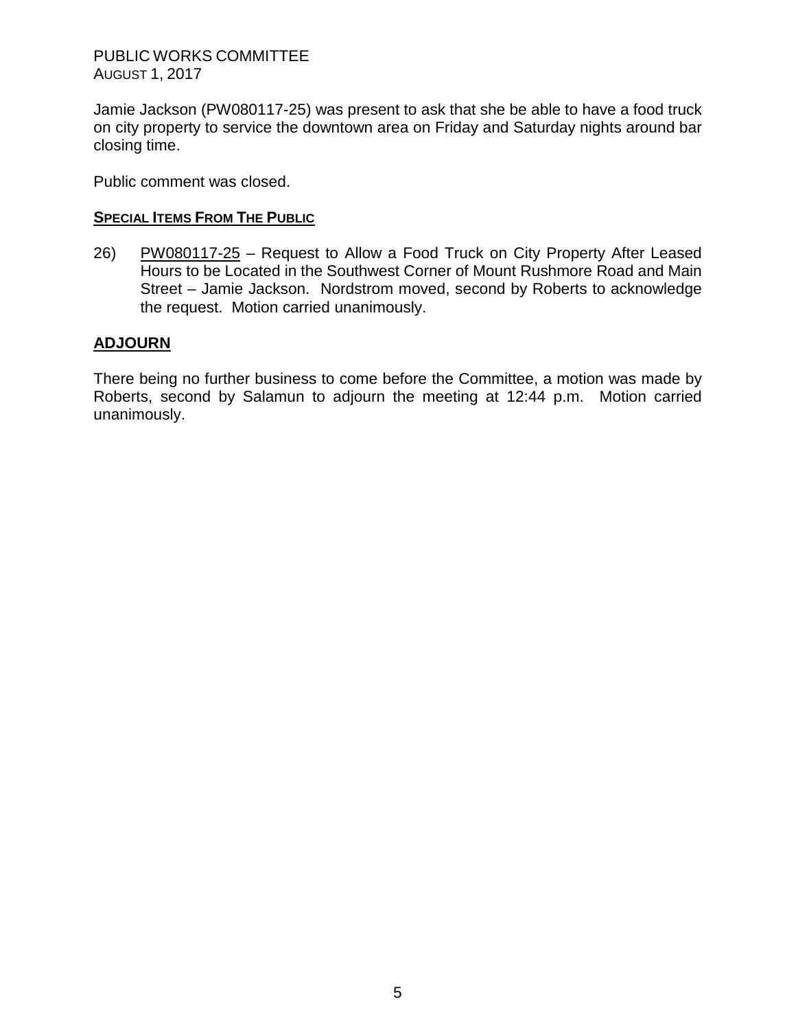Jamie Jackson (PW080117-25) was present to ask that she be able to have a food truck on city property to service the downtown area on Friday and Saturday nights around bar closing time.

Public comment was closed.

**SPECIAL ITEMS FROM THE PUBLIC**

26) PW080117-25 – Request to Allow a Food Truck on City Property After Leased Hours to be Located in the Southwest Corner of Mount Rushmore Road and Main Street – Jamie Jackson. Nordstrom moved, second by Roberts to acknowledge the request. Motion carried unanimously.

**ADJOURN**

There being no further business to come before the Committee, a motion was made by Roberts, second by Salamun to adjourn the meeting at 12:44 p.m. Motion carried unanimously.